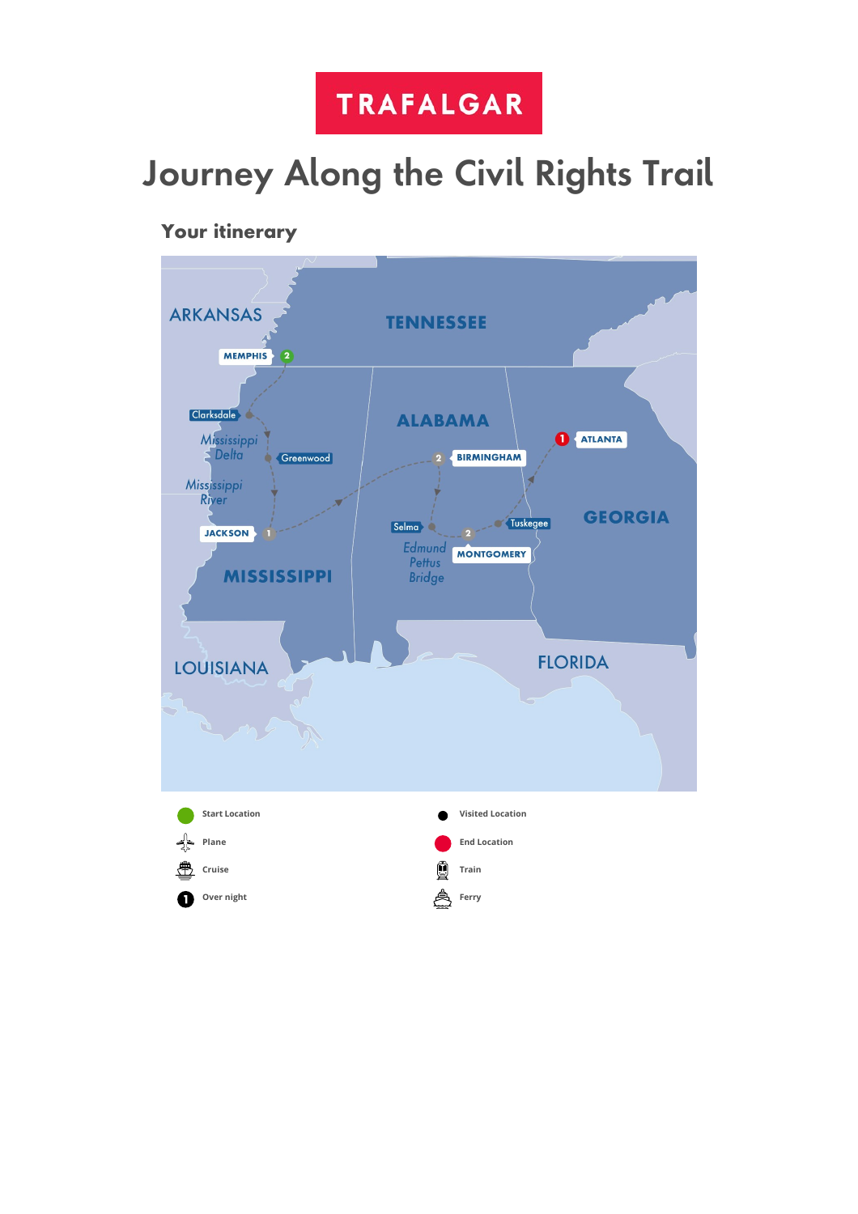TRAFALGAR

# Journey Along the Civil Rights Trail

## Your itinerary

ARKANSAS
TENNESSEE
MEMPHIS 2
Clarksdale
Mississippi Delta
Greenwood
Mississippi River
JACKSON 1
MISSISSIPPI
ALABAMA
2 BIRMINGHAM
Selma
Edmund Pettus Bridge
2 MONTGOMERY
Tuskegee
1 ATLANTA
GEORGIA
LOUISIANA
FLORIDA

- Start Location
- Visited Location
- Plane
- End Location
- Cruise
- Train
- Over night
- Ferry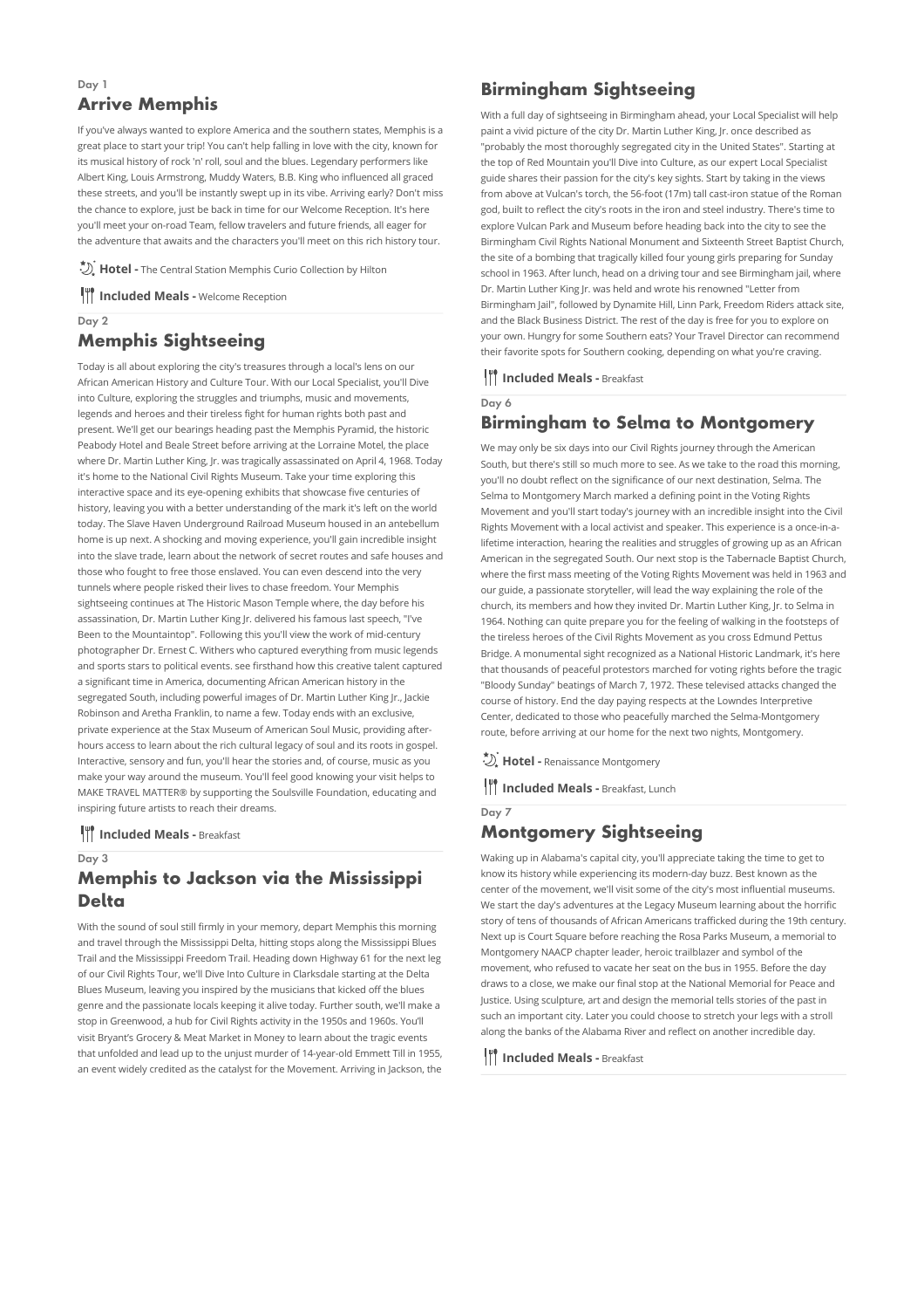Day 1

## Arrive Memphis

If you've always wanted to explore America and the southern states, Memphis is a great place to start your trip! You can't help falling in love with the city, known for its musical history of rock 'n' roll, soul and the blues. Legendary performers like Albert King, Louis Armstrong, Muddy Waters, B.B. King who influenced all graced these streets, and you'll be instantly swept up in its vibe. Arriving early? Don't miss the chance to explore, just be back in time for our Welcome Reception. It's here you'll meet your on-road Team, fellow travelers and future friends, all eager for the adventure that awaits and the characters you'll meet on this rich history tour.

**Hotel -** The Central Station Memphis Curio Collection by Hilton

**Included Meals -** Welcome Reception

Day 2

## Memphis Sightseeing

Today is all about exploring the city's treasures through a local's lens on our African American History and Culture Tour. With our Local Specialist, you'll Dive into Culture, exploring the struggles and triumphs, music and movements, legends and heroes and their tireless fight for human rights both past and present. We'll get our bearings heading past the Memphis Pyramid, the historic Peabody Hotel and Beale Street before arriving at the Lorraine Motel, the place where Dr. Martin Luther King, Jr. was tragically assassinated on April 4, 1968. Today it's home to the National Civil Rights Museum. Take your time exploring this interactive space and its eye-opening exhibits that showcase five centuries of history, leaving you with a better understanding of the mark it's left on the world today. The Slave Haven Underground Railroad Museum housed in an antebellum home is up next. A shocking and moving experience, you'll gain incredible insight into the slave trade, learn about the network of secret routes and safe houses and those who fought to free those enslaved. You can even descend into the very tunnels where people risked their lives to chase freedom. Your Memphis sightseeing continues at The Historic Mason Temple where, the day before his assassination, Dr. Martin Luther King Jr. delivered his famous last speech, "I've Been to the Mountaintop". Following this you'll view the work of mid-century photographer Dr. Ernest C. Withers who captured everything from music legends and sports stars to political events. see firsthand how this creative talent captured a significant time in America, documenting African American history in the segregated South, including powerful images of Dr. Martin Luther King Jr., Jackie Robinson and Aretha Franklin, to name a few. Today ends with an exclusive, private experience at the Stax Museum of American Soul Music, providing after-hours access to learn about the rich cultural legacy of soul and its roots in gospel. Interactive, sensory and fun, you'll hear the stories and, of course, music as you make your way around the museum. You'll feel good knowing your visit helps to MAKE TRAVEL MATTER® by supporting the Soulsville Foundation, educating and inspiring future artists to reach their dreams.

**Included Meals -** Breakfast

Day 3

## Memphis to Jackson via the Mississippi Delta

With the sound of soul still firmly in your memory, depart Memphis this morning and travel through the Mississippi Delta, hitting stops along the Mississippi Blues Trail and the Mississippi Freedom Trail. Heading down Highway 61 for the next leg of our Civil Rights Tour, we'll Dive Into Culture in Clarksdale starting at the Delta Blues Museum, leaving you inspired by the musicians that kicked off the blues genre and the passionate locals keeping it alive today. Further south, we'll make a stop in Greenwood, a hub for Civil Rights activity in the 1950s and 1960s. You'll visit Bryant's Grocery & Meat Market in Money to learn about the tragic events that unfolded and lead up to the unjust murder of 14-year-old Emmett Till in 1955, an event widely credited as the catalyst for the Movement. Arriving in Jackson, the

## Birmingham Sightseeing

With a full day of sightseeing in Birmingham ahead, your Local Specialist will help paint a vivid picture of the city Dr. Martin Luther King, Jr. once described as "probably the most thoroughly segregated city in the United States". Starting at the top of Red Mountain you'll Dive into Culture, as our expert Local Specialist guide shares their passion for the city's key sights. Start by taking in the views from above at Vulcan's torch, the 56-foot (17m) tall cast-iron statue of the Roman god, built to reflect the city's roots in the iron and steel industry. There's time to explore Vulcan Park and Museum before heading back into the city to see the Birmingham Civil Rights National Monument and Sixteenth Street Baptist Church, the site of a bombing that tragically killed four young girls preparing for Sunday school in 1963. After lunch, head on a driving tour and see Birmingham jail, where Dr. Martin Luther King Jr. was held and wrote his renowned "Letter from Birmingham Jail", followed by Dynamite Hill, Linn Park, Freedom Riders attack site, and the Black Business District. The rest of the day is free for you to explore on your own. Hungry for some Southern eats? Your Travel Director can recommend their favorite spots for Southern cooking, depending on what you're craving.

**Included Meals -** Breakfast

Day 6

## Birmingham to Selma to Montgomery

We may only be six days into our Civil Rights journey through the American South, but there's still so much more to see. As we take to the road this morning, you'll no doubt reflect on the significance of our next destination, Selma. The Selma to Montgomery March marked a defining point in the Voting Rights Movement and you'll start today's journey with an incredible insight into the Civil Rights Movement with a local activist and speaker. This experience is a once-in-a-lifetime interaction, hearing the realities and struggles of growing up as an African American in the segregated South. Our next stop is the Tabernacle Baptist Church, where the first mass meeting of the Voting Rights Movement was held in 1963 and our guide, a passionate storyteller, will lead the way explaining the role of the church, its members and how they invited Dr. Martin Luther King, Jr. to Selma in 1964. Nothing can quite prepare you for the feeling of walking in the footsteps of the tireless heroes of the Civil Rights Movement as you cross Edmund Pettus Bridge. A monumental sight recognized as a National Historic Landmark, it's here that thousands of peaceful protestors marched for voting rights before the tragic "Bloody Sunday" beatings of March 7, 1972. These televised attacks changed the course of history. End the day paying respects at the Lowndes Interpretive Center, dedicated to those who peacefully marched the Selma-Montgomery route, before arriving at our home for the next two nights, Montgomery.

**Hotel -** Renaissance Montgomery

**Included Meals -** Breakfast, Lunch

Day 7

## Montgomery Sightseeing

Waking up in Alabama's capital city, you'll appreciate taking the time to get to know its history while experiencing its modern-day buzz. Best known as the center of the movement, we'll visit some of the city's most influential museums. We start the day's adventures at the Legacy Museum learning about the horrific story of tens of thousands of African Americans trafficked during the 19th century. Next up is Court Square before reaching the Rosa Parks Museum, a memorial to Montgomery NAACP chapter leader, heroic trailblazer and symbol of the movement, who refused to vacate her seat on the bus in 1955. Before the day draws to a close, we make our final stop at the National Memorial for Peace and Justice. Using sculpture, art and design the memorial tells stories of the past in such an important city. Later you could choose to stretch your legs with a stroll along the banks of the Alabama River and reflect on another incredible day.

**Included Meals -** Breakfast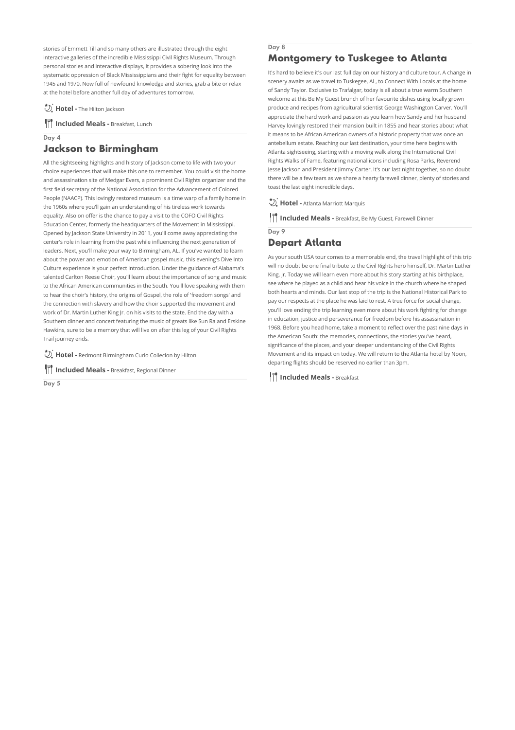stories of Emmett Till and so many others are illustrated through the eight interactive galleries of the incredible Mississippi Civil Rights Museum. Through personal stories and interactive displays, it provides a sobering look into the systematic oppression of Black Mississippians and their fight for equality between 1945 and 1970. Now full of newfound knowledge and stories, grab a bite or relax at the hotel before another full day of adventures tomorrow.

**Hotel -** The Hilton Jackson

**Included Meals -** Breakfast, Lunch

Day 4

## Jackson to Birmingham

All the sightseeing highlights and history of Jackson come to life with two your choice experiences that will make this one to remember. You could visit the home and assassination site of Medgar Evers, a prominent Civil Rights organizer and the first field secretary of the National Association for the Advancement of Colored People (NAACP). This lovingly restored museum is a time warp of a family home in the 1960s where you'll gain an understanding of his tireless work towards equality. Also on offer is the chance to pay a visit to the COFO Civil Rights Education Center, formerly the headquarters of the Movement in Mississippi. Opened by Jackson State University in 2011, you'll come away appreciating the center's role in learning from the past while influencing the next generation of leaders. Next, you'll make your way to Birmingham, AL. If you've wanted to learn about the power and emotion of American gospel music, this evening's Dive Into Culture experience is your perfect introduction. Under the guidance of Alabama's talented Carlton Reese Choir, you'll learn about the importance of song and music to the African American communities in the South. You'll love speaking with them to hear the choir's history, the origins of Gospel, the role of 'freedom songs' and the connection with slavery and how the choir supported the movement and work of Dr. Martin Luther King Jr. on his visits to the state. End the day with a Southern dinner and concert featuring the music of greats like Sun Ra and Erskine Hawkins, sure to be a memory that will live on after this leg of your Civil Rights Trail journey ends.

**Hotel -** Redmont Birmingham Curio Collecion by Hilton

**Included Meals -** Breakfast, Regional Dinner

Day 5

Day 8

## Montgomery to Tuskegee to Atlanta

It's hard to believe it's our last full day on our history and culture tour. A change in scenery awaits as we travel to Tuskegee, AL, to Connect With Locals at the home of Sandy Taylor. Exclusive to Trafalgar, today is all about a true warm Southern welcome at this Be My Guest brunch of her favourite dishes using locally grown produce and recipes from agricultural scientist George Washington Carver. You'll appreciate the hard work and passion as you learn how Sandy and her husband Harvey lovingly restored their mansion built in 1855 and hear stories about what it means to be African American owners of a historic property that was once an antebellum estate. Reaching our last destination, your time here begins with Atlanta sightseeing, starting with a moving walk along the International Civil Rights Walks of Fame, featuring national icons including Rosa Parks, Reverend Jesse Jackson and President Jimmy Carter. It's our last night together, so no doubt there will be a few tears as we share a hearty farewell dinner, plenty of stories and toast the last eight incredible days.

**Hotel -** Atlanta Marriott Marquis

**Included Meals -** Breakfast, Be My Guest, Farewell Dinner

Day 9

## Depart Atlanta

As your south USA tour comes to a memorable end, the travel highlight of this trip will no doubt be one final tribute to the Civil Rights hero himself, Dr. Martin Luther King, Jr. Today we will learn even more about his story starting at his birthplace, see where he played as a child and hear his voice in the church where he shaped both hearts and minds. Our last stop of the trip is the National Historical Park to pay our respects at the place he was laid to rest. A true force for social change, you'll love ending the trip learning even more about his work fighting for change in education, justice and perseverance for freedom before his assassination in 1968. Before you head home, take a moment to reflect over the past nine days in the American South: the memories, connections, the stories you've heard, significance of the places, and your deeper understanding of the Civil Rights Movement and its impact on today. We will return to the Atlanta hotel by Noon, departing flights should be reserved no earlier than 3pm.

**Included Meals -** Breakfast